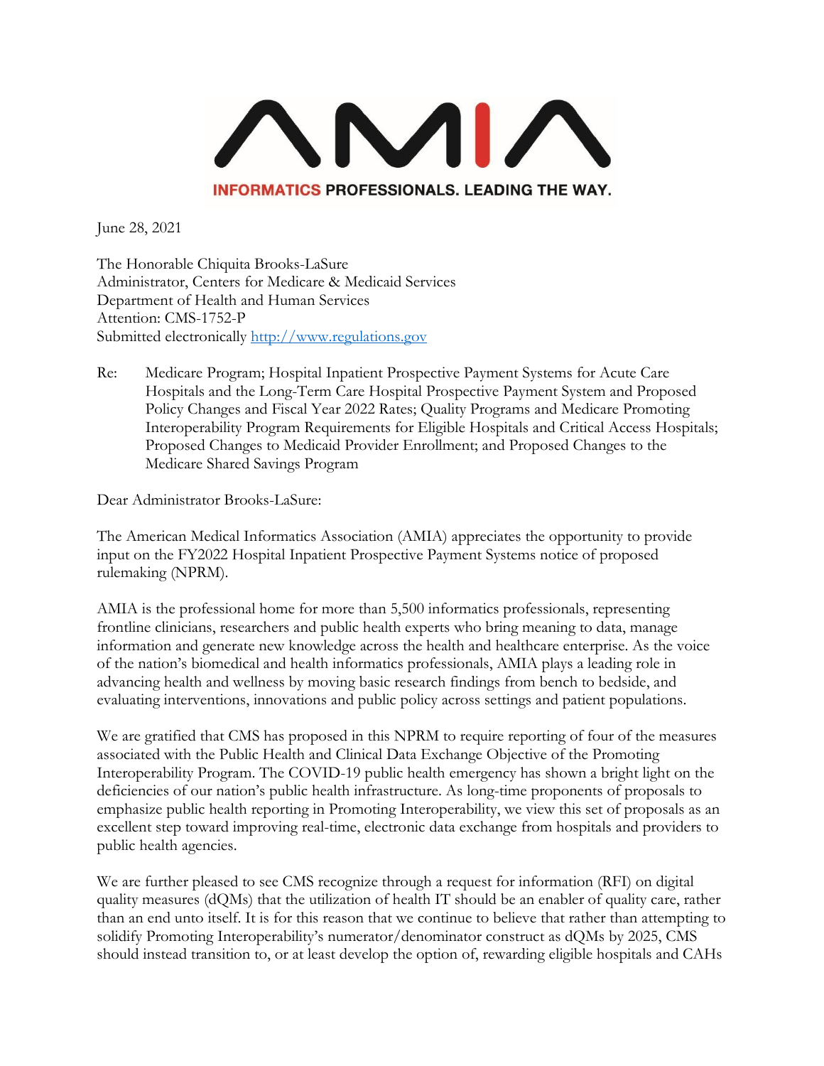INFORMATICS PROFESSIONALS. LEADING THE WAY.

June 28, 2021

The Honorable Chiquita Brooks-LaSure
Administrator, Centers for Medicare & Medicaid Services
Department of Health and Human Services
Attention: CMS-1752-P
Submitted electronically http://www.regulations.gov

Re: Medicare Program; Hospital Inpatient Prospective Payment Systems for Acute Care Hospitals and the Long-Term Care Hospital Prospective Payment System and Proposed Policy Changes and Fiscal Year 2022 Rates; Quality Programs and Medicare Promoting Interoperability Program Requirements for Eligible Hospitals and Critical Access Hospitals; Proposed Changes to Medicaid Provider Enrollment; and Proposed Changes to the Medicare Shared Savings Program

Dear Administrator Brooks-LaSure:

The American Medical Informatics Association (AMIA) appreciates the opportunity to provide input on the FY2022 Hospital Inpatient Prospective Payment Systems notice of proposed rulemaking (NPRM).

AMIA is the professional home for more than 5,500 informatics professionals, representing frontline clinicians, researchers and public health experts who bring meaning to data, manage information and generate new knowledge across the health and healthcare enterprise. As the voice of the nation's biomedical and health informatics professionals, AMIA plays a leading role in advancing health and wellness by moving basic research findings from bench to bedside, and evaluating interventions, innovations and public policy across settings and patient populations.

We are gratified that CMS has proposed in this NPRM to require reporting of four of the measures associated with the Public Health and Clinical Data Exchange Objective of the Promoting Interoperability Program. The COVID-19 public health emergency has shown a bright light on the deficiencies of our nation's public health infrastructure. As long-time proponents of proposals to emphasize public health reporting in Promoting Interoperability, we view this set of proposals as an excellent step toward improving real-time, electronic data exchange from hospitals and providers to public health agencies.

We are further pleased to see CMS recognize through a request for information (RFI) on digital quality measures (dQMs) that the utilization of health IT should be an enabler of quality care, rather than an end unto itself. It is for this reason that we continue to believe that rather than attempting to solidify Promoting Interoperability's numerator/denominator construct as dQMs by 2025, CMS should instead transition to, or at least develop the option of, rewarding eligible hospitals and CAHs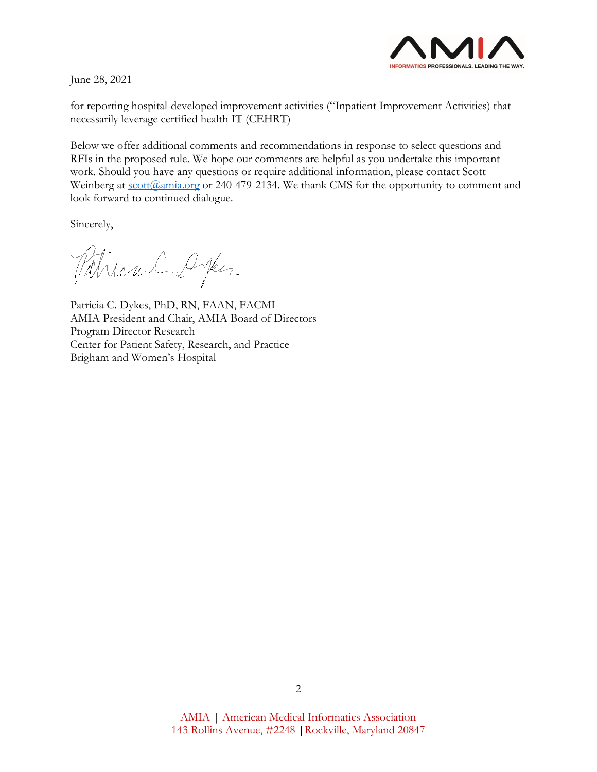June 28, 2021

for reporting hospital-developed improvement activities ("Inpatient Improvement Activities) that necessarily leverage certified health IT (CEHRT)

Below we offer additional comments and recommendations in response to select questions and RFIs in the proposed rule. We hope our comments are helpful as you undertake this important work. Should you have any questions or require additional information, please contact Scott Weinberg at scott@amia.org or 240-479-2134. We thank CMS for the opportunity to comment and look forward to continued dialogue.

Sincerely,

Patricia C. Dykes, PhD, RN, FAAN, FACMI
AMIA President and Chair, AMIA Board of Directors
Program Director Research
Center for Patient Safety, Research, and Practice
Brigham and Women's Hospital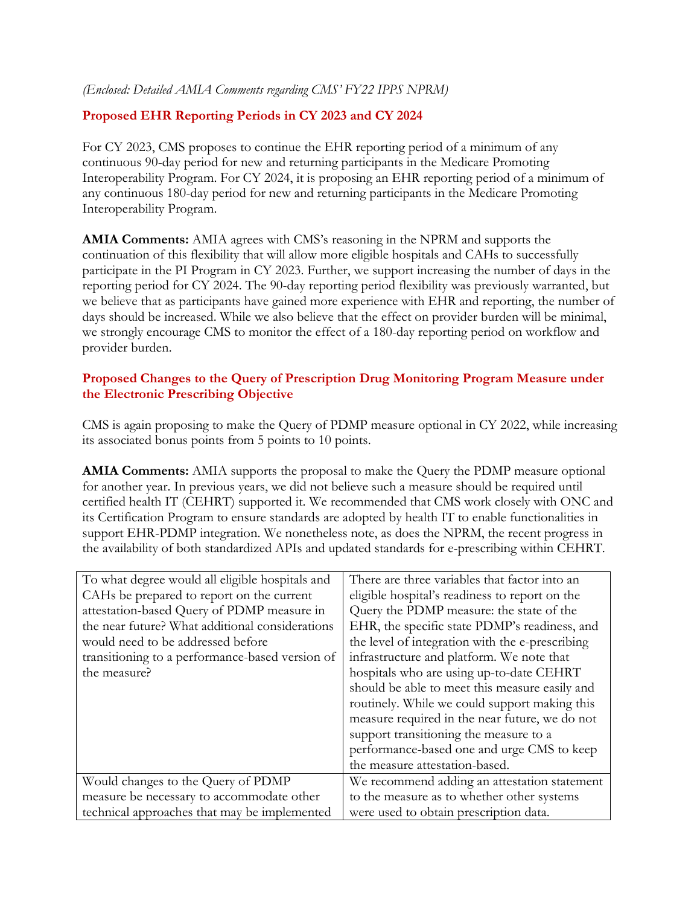*(Enclosed: Detailed AMIA Comments regarding CMS' FY22 IPPS NPRM)*

## Proposed EHR Reporting Periods in CY 2023 and CY 2024

For CY 2023, CMS proposes to continue the EHR reporting period of a minimum of any continuous 90-day period for new and returning participants in the Medicare Promoting Interoperability Program. For CY 2024, it is proposing an EHR reporting period of a minimum of any continuous 180-day period for new and returning participants in the Medicare Promoting Interoperability Program.

**AMIA Comments:** AMIA agrees with CMS's reasoning in the NPRM and supports the continuation of this flexibility that will allow more eligible hospitals and CAHs to successfully participate in the PI Program in CY 2023. Further, we support increasing the number of days in the reporting period for CY 2024. The 90-day reporting period flexibility was previously warranted, but we believe that as participants have gained more experience with EHR and reporting, the number of days should be increased. While we also believe that the effect on provider burden will be minimal, we strongly encourage CMS to monitor the effect of a 180-day reporting period on workflow and provider burden.

## Proposed Changes to the Query of Prescription Drug Monitoring Program Measure under the Electronic Prescribing Objective

CMS is again proposing to make the Query of PDMP measure optional in CY 2022, while increasing its associated bonus points from 5 points to 10 points.

**AMIA Comments:** AMIA supports the proposal to make the Query the PDMP measure optional for another year. In previous years, we did not believe such a measure should be required until certified health IT (CEHRT) supported it. We recommended that CMS work closely with ONC and its Certification Program to ensure standards are adopted by health IT to enable functionalities in support EHR-PDMP integration. We nonetheless note, as does the NPRM, the recent progress in the availability of both standardized APIs and updated standards for e-prescribing within CEHRT.

| | |
|---|---|
| To what degree would all eligible hospitals and CAHs be prepared to report on the current attestation-based Query of PDMP measure in the near future? What additional considerations would need to be addressed before transitioning to a performance-based version of the measure? | There are three variables that factor into an eligible hospital's readiness to report on the Query the PDMP measure: the state of the EHR, the specific state PDMP's readiness, and the level of integration with the e-prescribing infrastructure and platform. We note that hospitals who are using up-to-date CEHRT should be able to meet this measure easily and routinely. While we could support making this measure required in the near future, we do not support transitioning the measure to a performance-based one and urge CMS to keep the measure attestation-based. |
| Would changes to the Query of PDMP measure be necessary to accommodate other technical approaches that may be implemented | We recommend adding an attestation statement to the measure as to whether other systems were used to obtain prescription data. |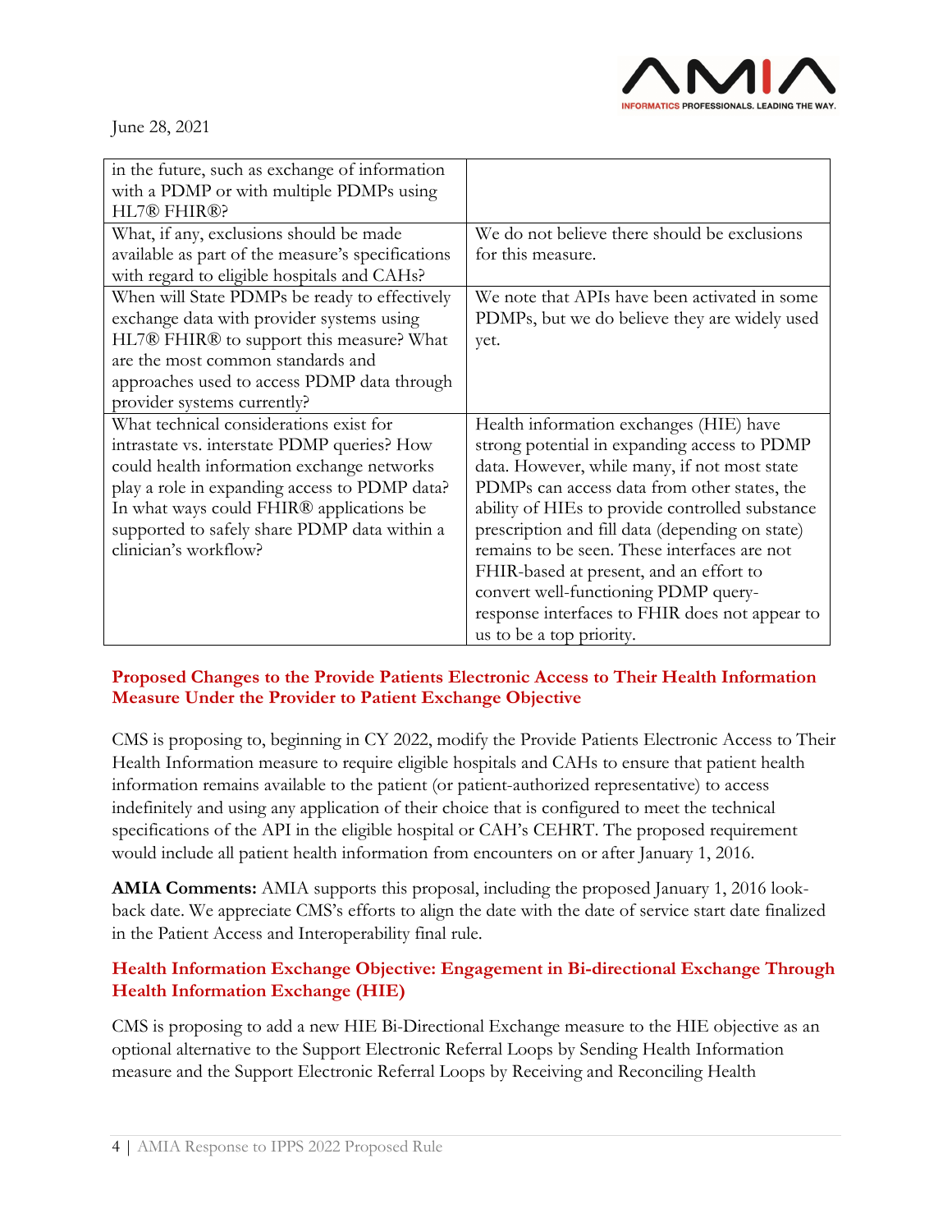June 28, 2021

| | |
|---|---|
| in the future, such as exchange of information with a PDMP or with multiple PDMPs using HL7® FHIR®? | |
| What, if any, exclusions should be made available as part of the measure's specifications with regard to eligible hospitals and CAHs? | We do not believe there should be exclusions for this measure. |
| When will State PDMPs be ready to effectively exchange data with provider systems using HL7® FHIR® to support this measure? What are the most common standards and approaches used to access PDMP data through provider systems currently? | We note that APIs have been activated in some PDMPs, but we do believe they are widely used yet. |
| What technical considerations exist for intrastate vs. interstate PDMP queries? How could health information exchange networks play a role in expanding access to PDMP data? In what ways could FHIR® applications be supported to safely share PDMP data within a clinician's workflow? | Health information exchanges (HIE) have strong potential in expanding access to PDMP data. However, while many, if not most state PDMPs can access data from other states, the ability of HIEs to provide controlled substance prescription and fill data (depending on state) remains to be seen. These interfaces are not FHIR-based at present, and an effort to convert well-functioning PDMP query-response interfaces to FHIR does not appear to us to be a top priority. |

### Proposed Changes to the Provide Patients Electronic Access to Their Health Information Measure Under the Provider to Patient Exchange Objective

CMS is proposing to, beginning in CY 2022, modify the Provide Patients Electronic Access to Their Health Information measure to require eligible hospitals and CAHs to ensure that patient health information remains available to the patient (or patient-authorized representative) to access indefinitely and using any application of their choice that is configured to meet the technical specifications of the API in the eligible hospital or CAH's CEHRT. The proposed requirement would include all patient health information from encounters on or after January 1, 2016.

**AMIA Comments:** AMIA supports this proposal, including the proposed January 1, 2016 look-back date. We appreciate CMS's efforts to align the date with the date of service start date finalized in the Patient Access and Interoperability final rule.

### Health Information Exchange Objective: Engagement in Bi-directional Exchange Through Health Information Exchange (HIE)

CMS is proposing to add a new HIE Bi-Directional Exchange measure to the HIE objective as an optional alternative to the Support Electronic Referral Loops by Sending Health Information measure and the Support Electronic Referral Loops by Receiving and Reconciling Health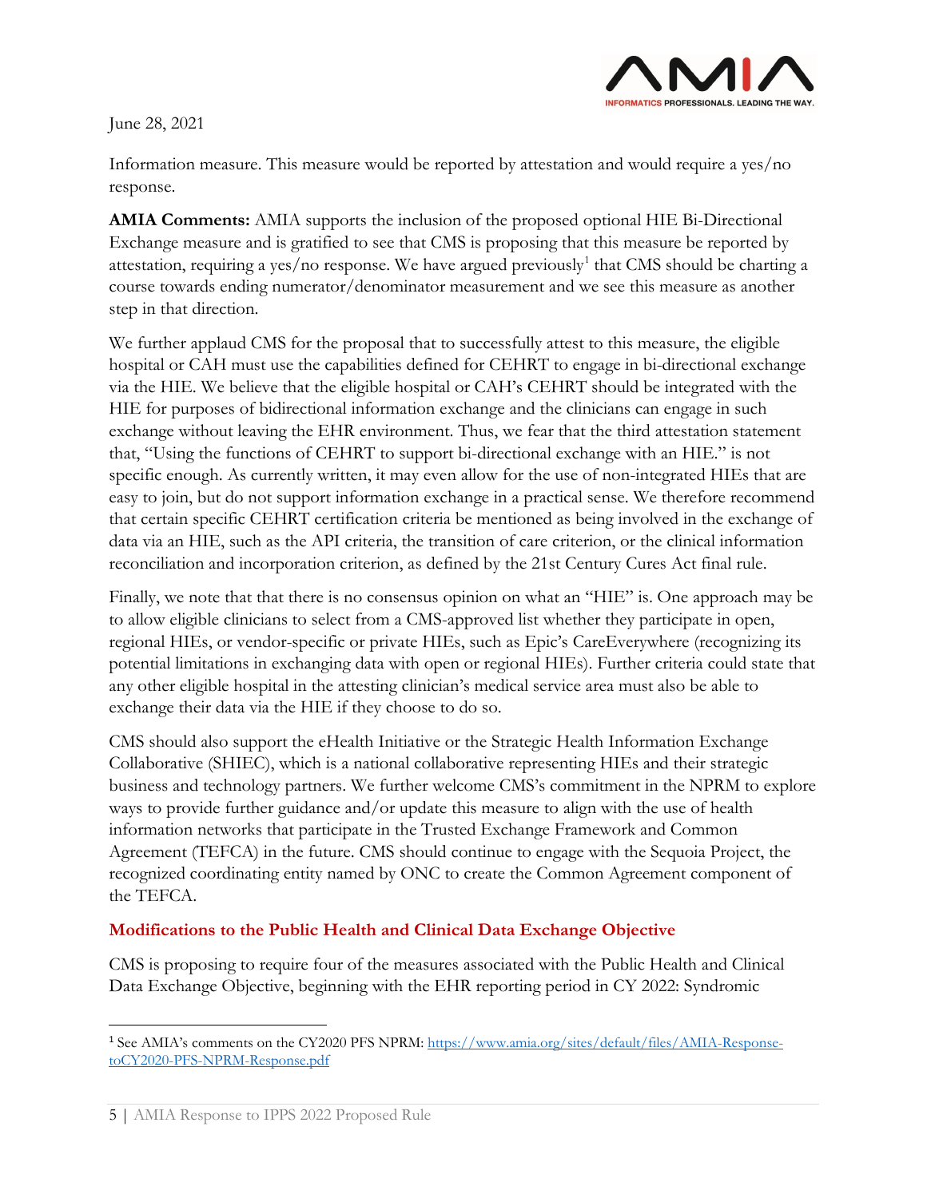Information measure. This measure would be reported by attestation and would require a yes/no response.

**AMIA Comments:** AMIA supports the inclusion of the proposed optional HIE Bi-Directional Exchange measure and is gratified to see that CMS is proposing that this measure be reported by attestation, requiring a yes/no response. We have argued previously[1] that CMS should be charting a course towards ending numerator/denominator measurement and we see this measure as another step in that direction.

We further applaud CMS for the proposal that to successfully attest to this measure, the eligible hospital or CAH must use the capabilities defined for CEHRT to engage in bi-directional exchange via the HIE. We believe that the eligible hospital or CAH's CEHRT should be integrated with the HIE for purposes of bidirectional information exchange and the clinicians can engage in such exchange without leaving the EHR environment. Thus, we fear that the third attestation statement that, "Using the functions of CEHRT to support bi-directional exchange with an HIE." is not specific enough. As currently written, it may even allow for the use of non-integrated HIEs that are easy to join, but do not support information exchange in a practical sense. We therefore recommend that certain specific CEHRT certification criteria be mentioned as being involved in the exchange of data via an HIE, such as the API criteria, the transition of care criterion, or the clinical information reconciliation and incorporation criterion, as defined by the 21st Century Cures Act final rule.

Finally, we note that that there is no consensus opinion on what an "HIE" is. One approach may be to allow eligible clinicians to select from a CMS-approved list whether they participate in open, regional HIEs, or vendor-specific or private HIEs, such as Epic's CareEverywhere (recognizing its potential limitations in exchanging data with open or regional HIEs). Further criteria could state that any other eligible hospital in the attesting clinician's medical service area must also be able to exchange their data via the HIE if they choose to do so.

CMS should also support the eHealth Initiative or the Strategic Health Information Exchange Collaborative (SHIEC), which is a national collaborative representing HIEs and their strategic business and technology partners. We further welcome CMS's commitment in the NPRM to explore ways to provide further guidance and/or update this measure to align with the use of health information networks that participate in the Trusted Exchange Framework and Common Agreement (TEFCA) in the future. CMS should continue to engage with the Sequoia Project, the recognized coordinating entity named by ONC to create the Common Agreement component of the TEFCA.

## Modifications to the Public Health and Clinical Data Exchange Objective

CMS is proposing to require four of the measures associated with the Public Health and Clinical Data Exchange Objective, beginning with the EHR reporting period in CY 2022: Syndromic

---

[1] See AMIA's comments on the CY2020 PFS NPRM: https://www.amia.org/sites/default/files/AMIA-Response-toCY2020-PFS-NPRM-Response.pdf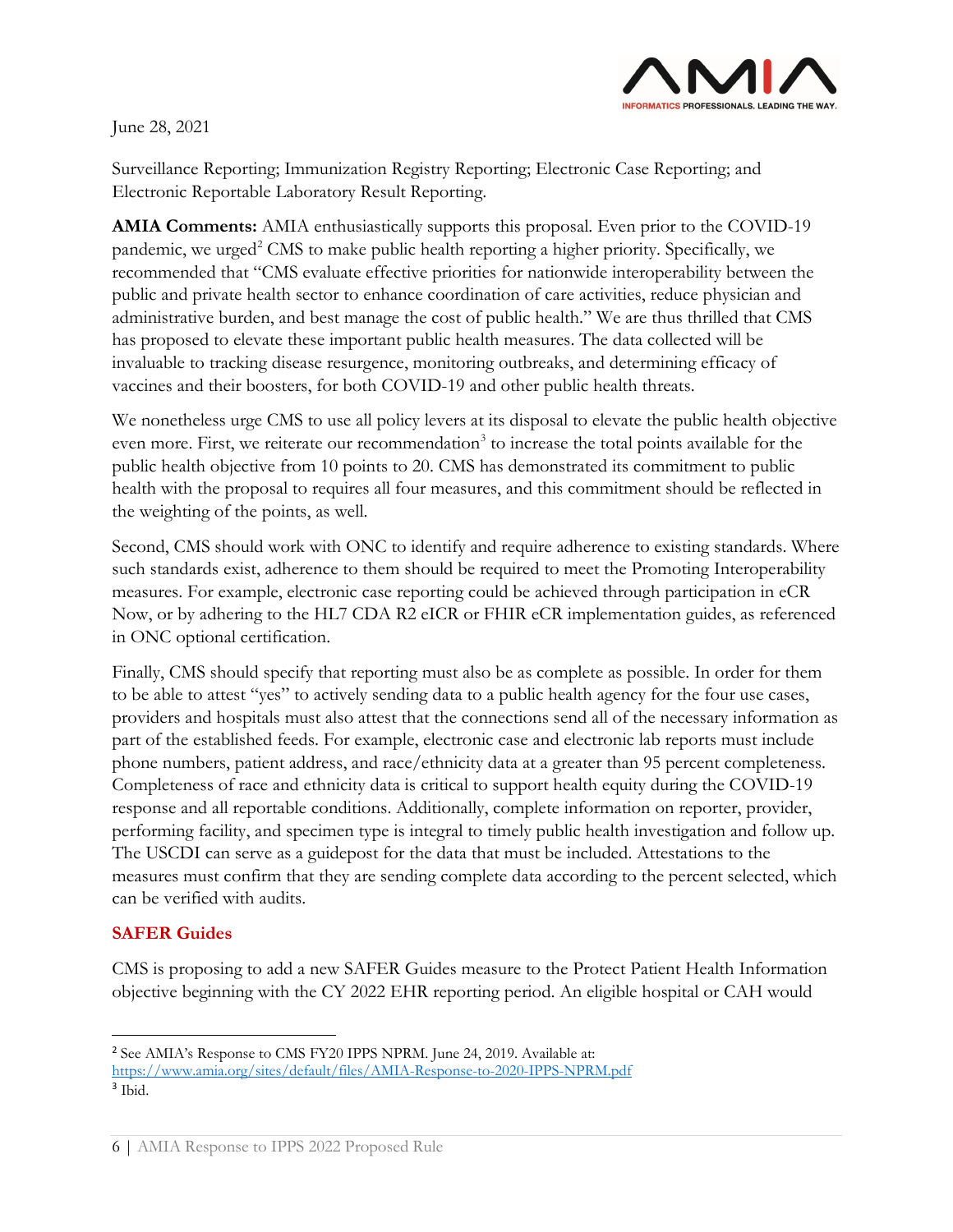June 28, 2021

Surveillance Reporting; Immunization Registry Reporting; Electronic Case Reporting; and Electronic Reportable Laboratory Result Reporting.

**AMIA Comments:** AMIA enthusiastically supports this proposal. Even prior to the COVID-19 pandemic, we urged[2] CMS to make public health reporting a higher priority. Specifically, we recommended that "CMS evaluate effective priorities for nationwide interoperability between the public and private health sector to enhance coordination of care activities, reduce physician and administrative burden, and best manage the cost of public health." We are thus thrilled that CMS has proposed to elevate these important public health measures. The data collected will be invaluable to tracking disease resurgence, monitoring outbreaks, and determining efficacy of vaccines and their boosters, for both COVID-19 and other public health threats.

We nonetheless urge CMS to use all policy levers at its disposal to elevate the public health objective even more. First, we reiterate our recommendation[3] to increase the total points available for the public health objective from 10 points to 20. CMS has demonstrated its commitment to public health with the proposal to requires all four measures, and this commitment should be reflected in the weighting of the points, as well.

Second, CMS should work with ONC to identify and require adherence to existing standards. Where such standards exist, adherence to them should be required to meet the Promoting Interoperability measures. For example, electronic case reporting could be achieved through participation in eCR Now, or by adhering to the HL7 CDA R2 eICR or FHIR eCR implementation guides, as referenced in ONC optional certification.

Finally, CMS should specify that reporting must also be as complete as possible. In order for them to be able to attest "yes" to actively sending data to a public health agency for the four use cases, providers and hospitals must also attest that the connections send all of the necessary information as part of the established feeds. For example, electronic case and electronic lab reports must include phone numbers, patient address, and race/ethnicity data at a greater than 95 percent completeness. Completeness of race and ethnicity data is critical to support health equity during the COVID-19 response and all reportable conditions. Additionally, complete information on reporter, provider, performing facility, and specimen type is integral to timely public health investigation and follow up. The USCDI can serve as a guidepost for the data that must be included. Attestations to the measures must confirm that they are sending complete data according to the percent selected, which can be verified with audits.

## SAFER Guides

CMS is proposing to add a new SAFER Guides measure to the Protect Patient Health Information objective beginning with the CY 2022 EHR reporting period. An eligible hospital or CAH would

---

[2] See AMIA's Response to CMS FY20 IPPS NPRM. June 24, 2019. Available at: https://www.amia.org/sites/default/files/AMIA-Response-to-2020-IPPS-NPRM.pdf

[3] Ibid.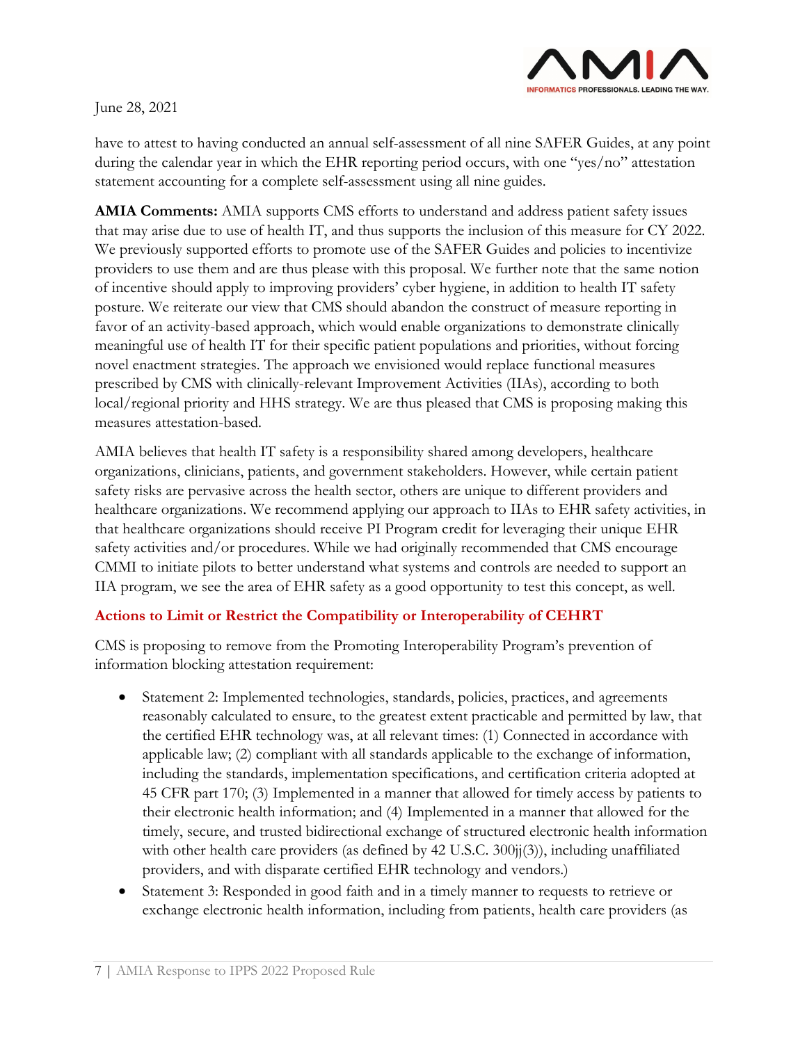June 28, 2021

have to attest to having conducted an annual self-assessment of all nine SAFER Guides, at any point during the calendar year in which the EHR reporting period occurs, with one "yes/no" attestation statement accounting for a complete self-assessment using all nine guides.

**AMIA Comments:** AMIA supports CMS efforts to understand and address patient safety issues that may arise due to use of health IT, and thus supports the inclusion of this measure for CY 2022. We previously supported efforts to promote use of the SAFER Guides and policies to incentivize providers to use them and are thus please with this proposal. We further note that the same notion of incentive should apply to improving providers' cyber hygiene, in addition to health IT safety posture. We reiterate our view that CMS should abandon the construct of measure reporting in favor of an activity-based approach, which would enable organizations to demonstrate clinically meaningful use of health IT for their specific patient populations and priorities, without forcing novel enactment strategies. The approach we envisioned would replace functional measures prescribed by CMS with clinically-relevant Improvement Activities (IIAs), according to both local/regional priority and HHS strategy. We are thus pleased that CMS is proposing making this measures attestation-based.

AMIA believes that health IT safety is a responsibility shared among developers, healthcare organizations, clinicians, patients, and government stakeholders. However, while certain patient safety risks are pervasive across the health sector, others are unique to different providers and healthcare organizations. We recommend applying our approach to IIAs to EHR safety activities, in that healthcare organizations should receive PI Program credit for leveraging their unique EHR safety activities and/or procedures. While we had originally recommended that CMS encourage CMMI to initiate pilots to better understand what systems and controls are needed to support an IIA program, we see the area of EHR safety as a good opportunity to test this concept, as well.

## Actions to Limit or Restrict the Compatibility or Interoperability of CEHRT

CMS is proposing to remove from the Promoting Interoperability Program's prevention of information blocking attestation requirement:

- Statement 2: Implemented technologies, standards, policies, practices, and agreements reasonably calculated to ensure, to the greatest extent practicable and permitted by law, that the certified EHR technology was, at all relevant times: (1) Connected in accordance with applicable law; (2) compliant with all standards applicable to the exchange of information, including the standards, implementation specifications, and certification criteria adopted at 45 CFR part 170; (3) Implemented in a manner that allowed for timely access by patients to their electronic health information; and (4) Implemented in a manner that allowed for the timely, secure, and trusted bidirectional exchange of structured electronic health information with other health care providers (as defined by 42 U.S.C. 300jj(3)), including unaffiliated providers, and with disparate certified EHR technology and vendors.)
- Statement 3: Responded in good faith and in a timely manner to requests to retrieve or exchange electronic health information, including from patients, health care providers (as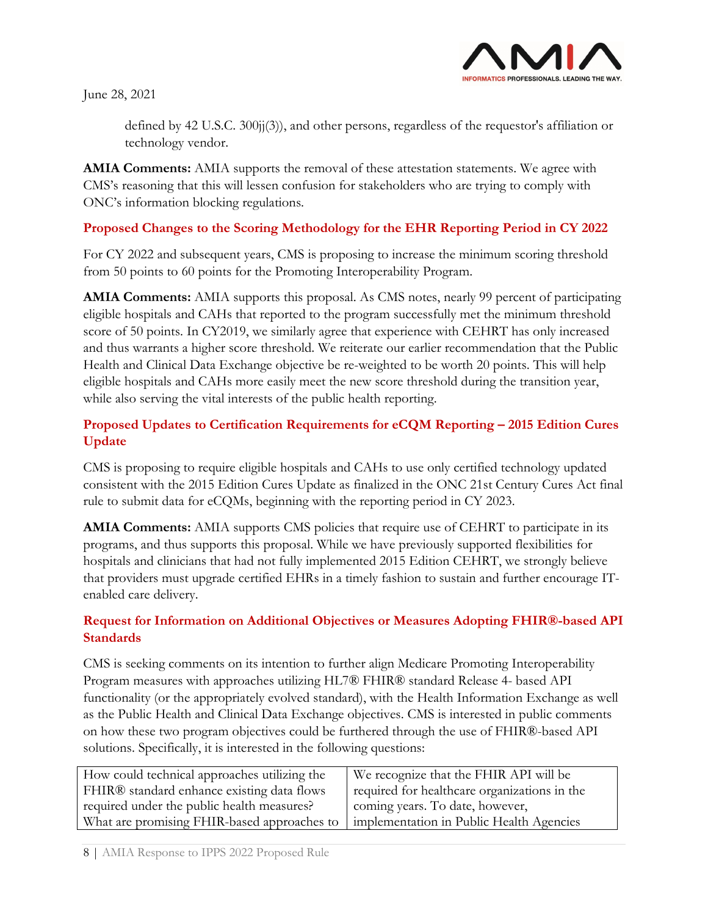defined by 42 U.S.C. 300jj(3)), and other persons, regardless of the requestor's affiliation or technology vendor.

**AMIA Comments:** AMIA supports the removal of these attestation statements. We agree with CMS's reasoning that this will lessen confusion for stakeholders who are trying to comply with ONC's information blocking regulations.

### Proposed Changes to the Scoring Methodology for the EHR Reporting Period in CY 2022

For CY 2022 and subsequent years, CMS is proposing to increase the minimum scoring threshold from 50 points to 60 points for the Promoting Interoperability Program.

**AMIA Comments:** AMIA supports this proposal. As CMS notes, nearly 99 percent of participating eligible hospitals and CAHs that reported to the program successfully met the minimum threshold score of 50 points. In CY2019, we similarly agree that experience with CEHRT has only increased and thus warrants a higher score threshold. We reiterate our earlier recommendation that the Public Health and Clinical Data Exchange objective be re-weighted to be worth 20 points. This will help eligible hospitals and CAHs more easily meet the new score threshold during the transition year, while also serving the vital interests of the public health reporting.

### Proposed Updates to Certification Requirements for eCQM Reporting – 2015 Edition Cures Update

CMS is proposing to require eligible hospitals and CAHs to use only certified technology updated consistent with the 2015 Edition Cures Update as finalized in the ONC 21st Century Cures Act final rule to submit data for eCQMs, beginning with the reporting period in CY 2023.

**AMIA Comments:** AMIA supports CMS policies that require use of CEHRT to participate in its programs, and thus supports this proposal. While we have previously supported flexibilities for hospitals and clinicians that had not fully implemented 2015 Edition CEHRT, we strongly believe that providers must upgrade certified EHRs in a timely fashion to sustain and further encourage IT-enabled care delivery.

### Request for Information on Additional Objectives or Measures Adopting FHIR®-based API Standards

CMS is seeking comments on its intention to further align Medicare Promoting Interoperability Program measures with approaches utilizing HL7® FHIR® standard Release 4- based API functionality (or the appropriately evolved standard), with the Health Information Exchange as well as the Public Health and Clinical Data Exchange objectives. CMS is interested in public comments on how these two program objectives could be furthered through the use of FHIR®-based API solutions. Specifically, it is interested in the following questions:

| | |
|---|---|
| How could technical approaches utilizing the FHIR® standard enhance existing data flows required under the public health measures? What are promising FHIR-based approaches to | We recognize that the FHIR API will be required for healthcare organizations in the coming years. To date, however, implementation in Public Health Agencies |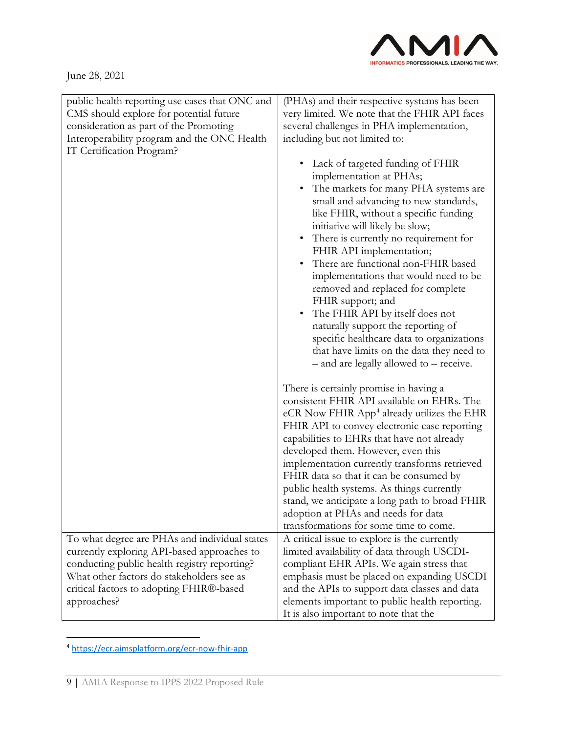June 28, 2021

| | |
|---|---|
| public health reporting use cases that ONC and CMS should explore for potential future consideration as part of the Promoting Interoperability program and the ONC Health IT Certification Program? | (PHAs) and their respective systems has been very limited. We note that the FHIR API faces several challenges in PHA implementation, including but not limited to:<br><br>• Lack of targeted funding of FHIR implementation at PHAs;<br>• The markets for many PHA systems are small and advancing to new standards, like FHIR, without a specific funding initiative will likely be slow;<br>• There is currently no requirement for FHIR API implementation;<br>• There are functional non-FHIR based implementations that would need to be removed and replaced for complete FHIR support; and<br>• The FHIR API by itself does not naturally support the reporting of specific healthcare data to organizations that have limits on the data they need to – and are legally allowed to – receive.<br><br>There is certainly promise in having a consistent FHIR API available on EHRs. The eCR Now FHIR App[4] already utilizes the EHR FHIR API to convey electronic case reporting capabilities to EHRs that have not already developed them. However, even this implementation currently transforms retrieved FHIR data so that it can be consumed by public health systems. As things currently stand, we anticipate a long path to broad FHIR adoption at PHAs and needs for data transformations for some time to come. |
| To what degree are PHAs and individual states currently exploring API-based approaches to conducting public health registry reporting? What other factors do stakeholders see as critical factors to adopting FHIR®-based approaches? | A critical issue to explore is the currently limited availability of data through USCDI-compliant EHR APIs. We again stress that emphasis must be placed on expanding USCDI and the APIs to support data classes and data elements important to public health reporting. It is also important to note that the |

[4] https://ecr.aimsplatform.org/ecr-now-fhir-app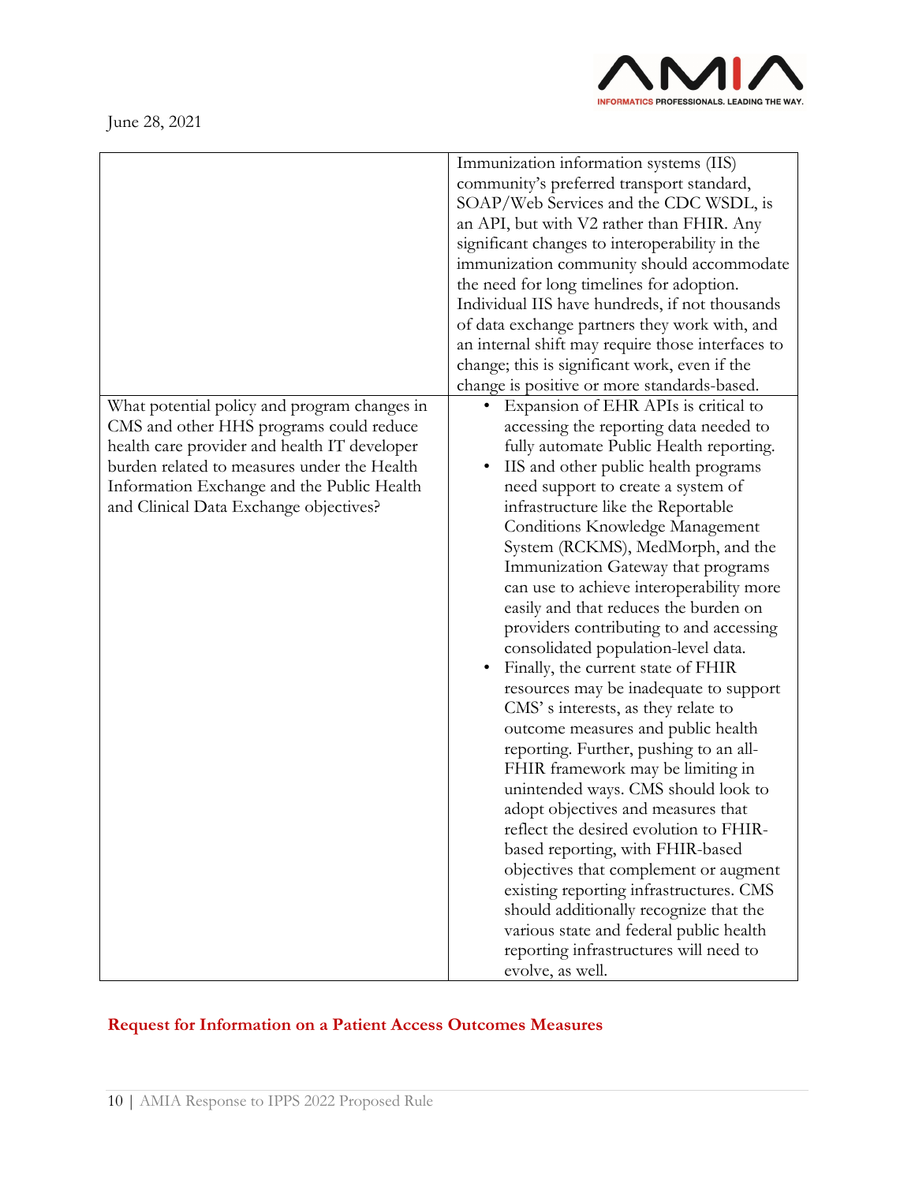| | |
|---|---|
| | Immunization information systems (IIS) community's preferred transport standard, SOAP/Web Services and the CDC WSDL, is an API, but with V2 rather than FHIR. Any significant changes to interoperability in the immunization community should accommodate the need for long timelines for adoption. Individual IIS have hundreds, if not thousands of data exchange partners they work with, and an internal shift may require those interfaces to change; this is significant work, even if the change is positive or more standards-based. |
| What potential policy and program changes in CMS and other HHS programs could reduce health care provider and health IT developer burden related to measures under the Health Information Exchange and the Public Health and Clinical Data Exchange objectives? | • Expansion of EHR APIs is critical to accessing the reporting data needed to fully automate Public Health reporting. <br>• IIS and other public health programs need support to create a system of infrastructure like the Reportable Conditions Knowledge Management System (RCKMS), MedMorph, and the Immunization Gateway that programs can use to achieve interoperability more easily and that reduces the burden on providers contributing to and accessing consolidated population-level data. <br>• Finally, the current state of FHIR resources may be inadequate to support CMS' s interests, as they relate to outcome measures and public health reporting. Further, pushing to an all-FHIR framework may be limiting in unintended ways. CMS should look to adopt objectives and measures that reflect the desired evolution to FHIR-based reporting, with FHIR-based objectives that complement or augment existing reporting infrastructures. CMS should additionally recognize that the various state and federal public health reporting infrastructures will need to evolve, as well. |

## Request for Information on a Patient Access Outcomes Measures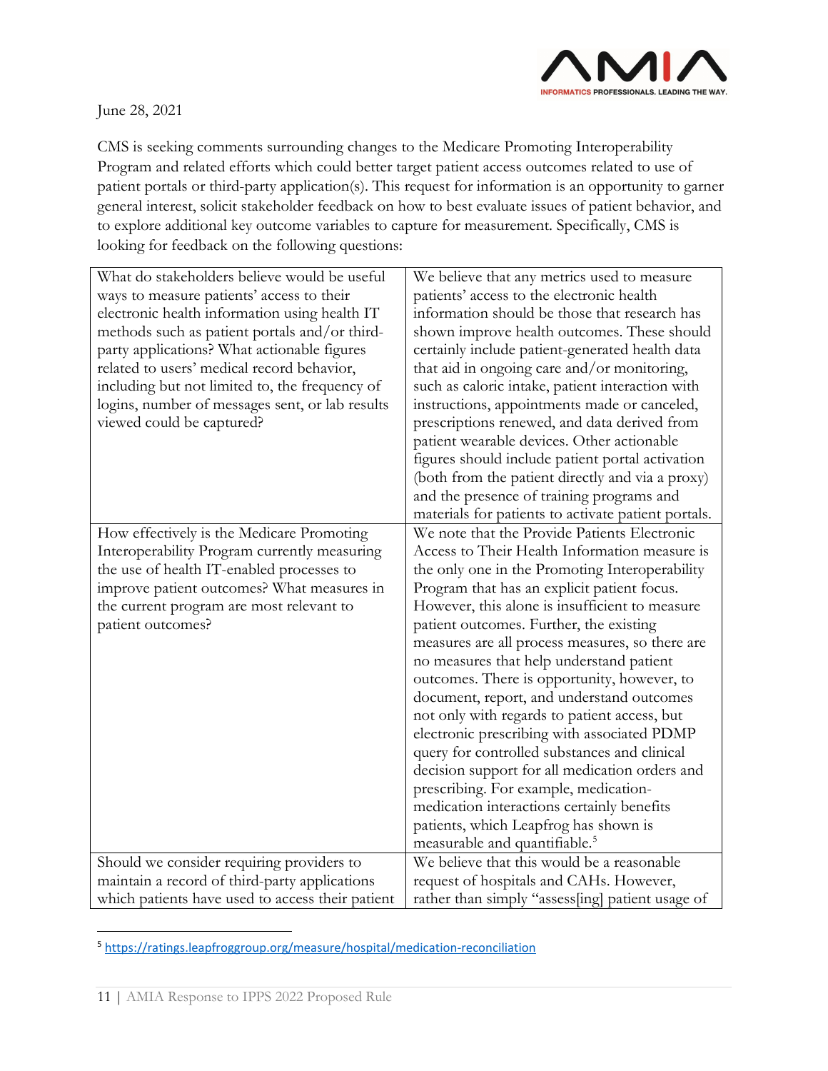June 28, 2021

CMS is seeking comments surrounding changes to the Medicare Promoting Interoperability Program and related efforts which could better target patient access outcomes related to use of patient portals or third-party application(s). This request for information is an opportunity to garner general interest, solicit stakeholder feedback on how to best evaluate issues of patient behavior, and to explore additional key outcome variables to capture for measurement. Specifically, CMS is looking for feedback on the following questions:

| | |
|---|---|
| What do stakeholders believe would be useful ways to measure patients' access to their electronic health information using health IT methods such as patient portals and/or third-party applications? What actionable figures related to users' medical record behavior, including but not limited to, the frequency of logins, number of messages sent, or lab results viewed could be captured? | We believe that any metrics used to measure patients' access to the electronic health information should be those that research has shown improve health outcomes. These should certainly include patient-generated health data that aid in ongoing care and/or monitoring, such as caloric intake, patient interaction with instructions, appointments made or canceled, prescriptions renewed, and data derived from patient wearable devices. Other actionable figures should include patient portal activation (both from the patient directly and via a proxy) and the presence of training programs and materials for patients to activate patient portals. |
| How effectively is the Medicare Promoting Interoperability Program currently measuring the use of health IT-enabled processes to improve patient outcomes? What measures in the current program are most relevant to patient outcomes? | We note that the Provide Patients Electronic Access to Their Health Information measure is the only one in the Promoting Interoperability Program that has an explicit patient focus. However, this alone is insufficient to measure patient outcomes. Further, the existing measures are all process measures, so there are no measures that help understand patient outcomes. There is opportunity, however, to document, report, and understand outcomes not only with regards to patient access, but electronic prescribing with associated PDMP query for controlled substances and clinical decision support for all medication orders and prescribing. For example, medication-medication interactions certainly benefits patients, which Leapfrog has shown is measurable and quantifiable.[5] |
| Should we consider requiring providers to maintain a record of third-party applications which patients have used to access their patient | We believe that this would be a reasonable request of hospitals and CAHs. However, rather than simply "assess[ing] patient usage of |

[5] https://ratings.leapfroggroup.org/measure/hospital/medication-reconciliation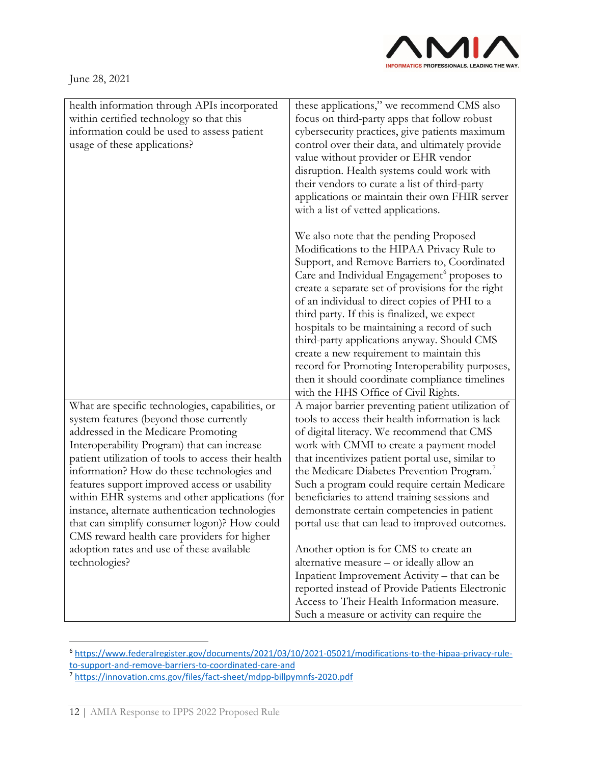| | |
|---|---|
| health information through APIs incorporated within certified technology so that this information could be used to assess patient usage of these applications? | these applications," we recommend CMS also focus on third-party apps that follow robust cybersecurity practices, give patients maximum control over their data, and ultimately provide value without provider or EHR vendor disruption. Health systems could work with their vendors to curate a list of third-party applications or maintain their own FHIR server with a list of vetted applications.<br><br>We also note that the pending Proposed Modifications to the HIPAA Privacy Rule to Support, and Remove Barriers to, Coordinated Care and Individual Engagement[6] proposes to create a separate set of provisions for the right of an individual to direct copies of PHI to a third party. If this is finalized, we expect hospitals to be maintaining a record of such third-party applications anyway. Should CMS create a new requirement to maintain this record for Promoting Interoperability purposes, then it should coordinate compliance timelines with the HHS Office of Civil Rights. |
| What are specific technologies, capabilities, or system features (beyond those currently addressed in the Medicare Promoting Interoperability Program) that can increase patient utilization of tools to access their health information? How do these technologies and features support improved access or usability within EHR systems and other applications (for instance, alternate authentication technologies that can simplify consumer logon)? How could CMS reward health care providers for higher adoption rates and use of these available technologies? | A major barrier preventing patient utilization of tools to access their health information is lack of digital literacy. We recommend that CMS work with CMMI to create a payment model that incentivizes patient portal use, similar to the Medicare Diabetes Prevention Program.[7] Such a program could require certain Medicare beneficiaries to attend training sessions and demonstrate certain competencies in patient portal use that can lead to improved outcomes.<br><br>Another option is for CMS to create an alternative measure – or ideally allow an Inpatient Improvement Activity – that can be reported instead of Provide Patients Electronic Access to Their Health Information measure. Such a measure or activity can require the |

[6] https://www.federalregister.gov/documents/2021/03/10/2021-05021/modifications-to-the-hipaa-privacy-rule-to-support-and-remove-barriers-to-coordinated-care-and

[7] https://innovation.cms.gov/files/fact-sheet/mdpp-billpymnfs-2020.pdf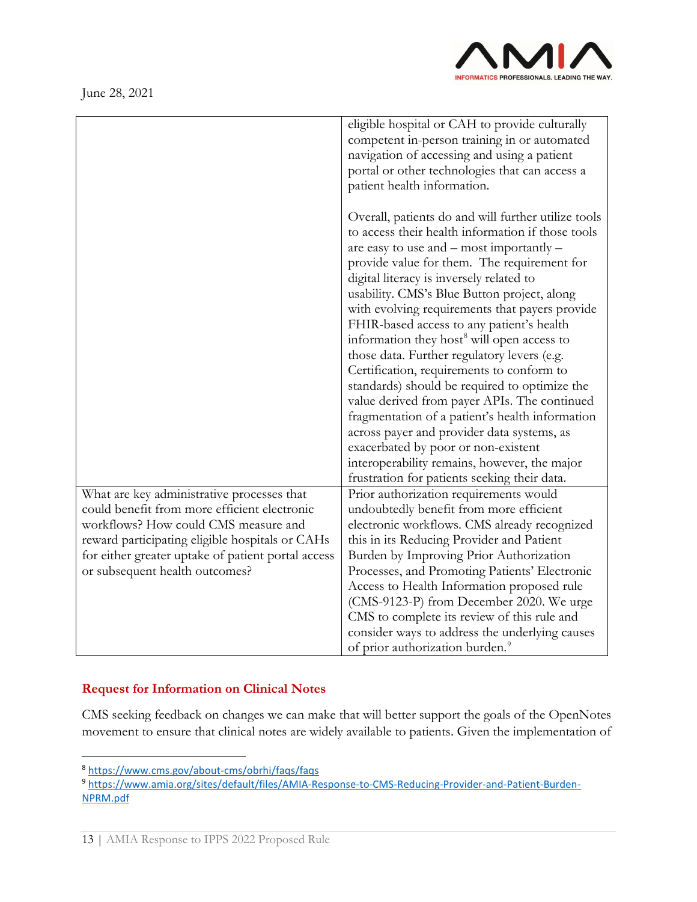| | |
|---|---|
| | eligible hospital or CAH to provide culturally competent in-person training in or automated navigation of accessing and using a patient portal or other technologies that can access a patient health information.<br><br>Overall, patients do and will further utilize tools to access their health information if those tools are easy to use and – most importantly – provide value for them. The requirement for digital literacy is inversely related to usability. CMS's Blue Button project, along with evolving requirements that payers provide FHIR-based access to any patient's health information they host[8] will open access to those data. Further regulatory levers (e.g. Certification, requirements to conform to standards) should be required to optimize the value derived from payer APIs. The continued fragmentation of a patient's health information across payer and provider data systems, as exacerbated by poor or non-existent interoperability remains, however, the major frustration for patients seeking their data. |
| What are key administrative processes that could benefit from more efficient electronic workflows? How could CMS measure and reward participating eligible hospitals or CAHs for either greater uptake of patient portal access or subsequent health outcomes? | Prior authorization requirements would undoubtedly benefit from more efficient electronic workflows. CMS already recognized this in its Reducing Provider and Patient Burden by Improving Prior Authorization Processes, and Promoting Patients' Electronic Access to Health Information proposed rule (CMS-9123-P) from December 2020. We urge CMS to complete its review of this rule and consider ways to address the underlying causes of prior authorization burden.[9] |

## Request for Information on Clinical Notes

CMS seeking feedback on changes we can make that will better support the goals of the OpenNotes movement to ensure that clinical notes are widely available to patients. Given the implementation of

[8] https://www.cms.gov/about-cms/obrhi/faqs/faqs

[9] https://www.amia.org/sites/default/files/AMIA-Response-to-CMS-Reducing-Provider-and-Patient-Burden-NPRM.pdf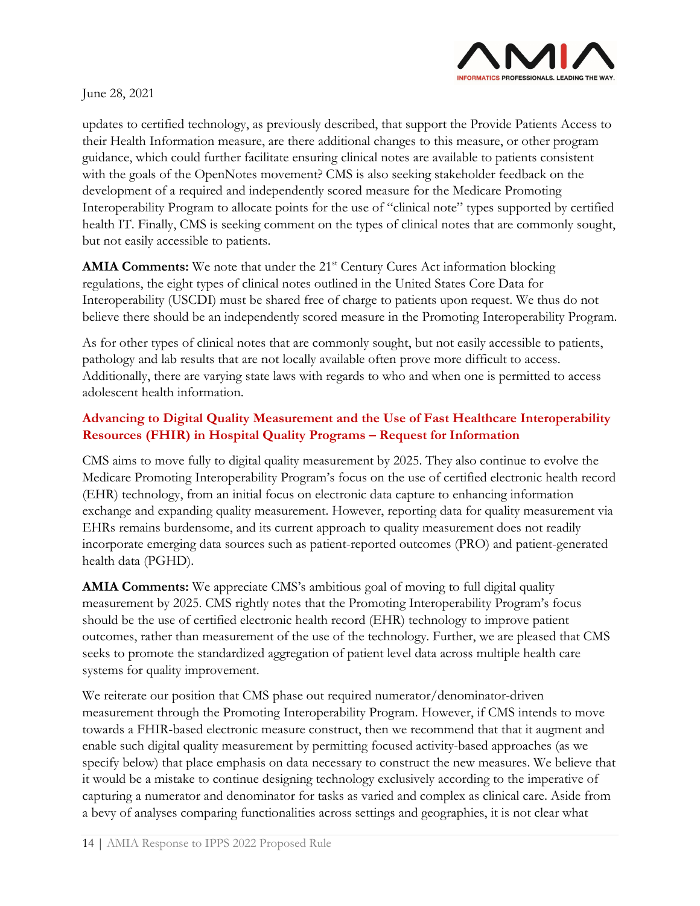updates to certified technology, as previously described, that support the Provide Patients Access to their Health Information measure, are there additional changes to this measure, or other program guidance, which could further facilitate ensuring clinical notes are available to patients consistent with the goals of the OpenNotes movement? CMS is also seeking stakeholder feedback on the development of a required and independently scored measure for the Medicare Promoting Interoperability Program to allocate points for the use of "clinical note" types supported by certified health IT. Finally, CMS is seeking comment on the types of clinical notes that are commonly sought, but not easily accessible to patients.

**AMIA Comments:** We note that under the 21st Century Cures Act information blocking regulations, the eight types of clinical notes outlined in the United States Core Data for Interoperability (USCDI) must be shared free of charge to patients upon request. We thus do not believe there should be an independently scored measure in the Promoting Interoperability Program.

As for other types of clinical notes that are commonly sought, but not easily accessible to patients, pathology and lab results that are not locally available often prove more difficult to access. Additionally, there are varying state laws with regards to who and when one is permitted to access adolescent health information.

## Advancing to Digital Quality Measurement and the Use of Fast Healthcare Interoperability Resources (FHIR) in Hospital Quality Programs – Request for Information

CMS aims to move fully to digital quality measurement by 2025. They also continue to evolve the Medicare Promoting Interoperability Program's focus on the use of certified electronic health record (EHR) technology, from an initial focus on electronic data capture to enhancing information exchange and expanding quality measurement. However, reporting data for quality measurement via EHRs remains burdensome, and its current approach to quality measurement does not readily incorporate emerging data sources such as patient-reported outcomes (PRO) and patient-generated health data (PGHD).

**AMIA Comments:** We appreciate CMS's ambitious goal of moving to full digital quality measurement by 2025. CMS rightly notes that the Promoting Interoperability Program's focus should be the use of certified electronic health record (EHR) technology to improve patient outcomes, rather than measurement of the use of the technology. Further, we are pleased that CMS seeks to promote the standardized aggregation of patient level data across multiple health care systems for quality improvement.

We reiterate our position that CMS phase out required numerator/denominator-driven measurement through the Promoting Interoperability Program. However, if CMS intends to move towards a FHIR-based electronic measure construct, then we recommend that that it augment and enable such digital quality measurement by permitting focused activity-based approaches (as we specify below) that place emphasis on data necessary to construct the new measures. We believe that it would be a mistake to continue designing technology exclusively according to the imperative of capturing a numerator and denominator for tasks as varied and complex as clinical care. Aside from a bevy of analyses comparing functionalities across settings and geographies, it is not clear what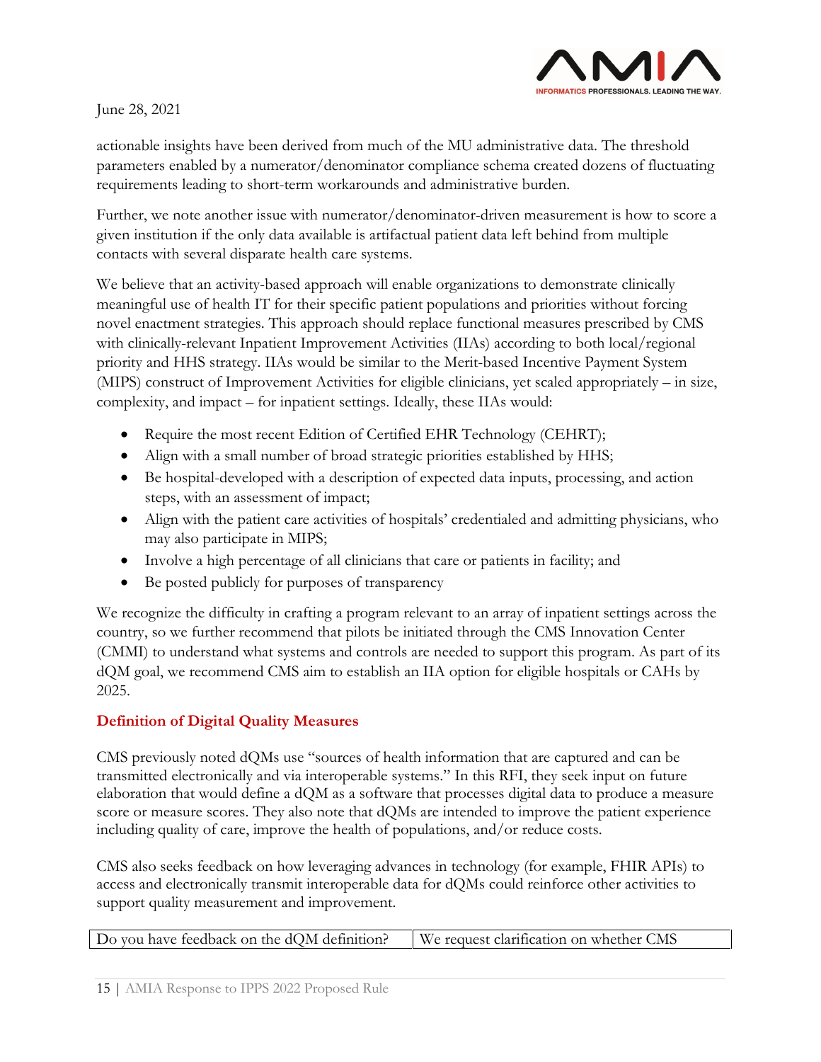June 28, 2021

actionable insights have been derived from much of the MU administrative data. The threshold parameters enabled by a numerator/denominator compliance schema created dozens of fluctuating requirements leading to short-term workarounds and administrative burden.

Further, we note another issue with numerator/denominator-driven measurement is how to score a given institution if the only data available is artifactual patient data left behind from multiple contacts with several disparate health care systems.

We believe that an activity-based approach will enable organizations to demonstrate clinically meaningful use of health IT for their specific patient populations and priorities without forcing novel enactment strategies. This approach should replace functional measures prescribed by CMS with clinically-relevant Inpatient Improvement Activities (IIAs) according to both local/regional priority and HHS strategy. IIAs would be similar to the Merit-based Incentive Payment System (MIPS) construct of Improvement Activities for eligible clinicians, yet scaled appropriately – in size, complexity, and impact – for inpatient settings. Ideally, these IIAs would:

- Require the most recent Edition of Certified EHR Technology (CEHRT);
- Align with a small number of broad strategic priorities established by HHS;
- Be hospital-developed with a description of expected data inputs, processing, and action steps, with an assessment of impact;
- Align with the patient care activities of hospitals' credentialed and admitting physicians, who may also participate in MIPS;
- Involve a high percentage of all clinicians that care or patients in facility; and
- Be posted publicly for purposes of transparency

We recognize the difficulty in crafting a program relevant to an array of inpatient settings across the country, so we further recommend that pilots be initiated through the CMS Innovation Center (CMMI) to understand what systems and controls are needed to support this program. As part of its dQM goal, we recommend CMS aim to establish an IIA option for eligible hospitals or CAHs by 2025.

## Definition of Digital Quality Measures

CMS previously noted dQMs use "sources of health information that are captured and can be transmitted electronically and via interoperable systems." In this RFI, they seek input on future elaboration that would define a dQM as a software that processes digital data to produce a measure score or measure scores. They also note that dQMs are intended to improve the patient experience including quality of care, improve the health of populations, and/or reduce costs.

CMS also seeks feedback on how leveraging advances in technology (for example, FHIR APIs) to access and electronically transmit interoperable data for dQMs could reinforce other activities to support quality measurement and improvement.

| Do you have feedback on the dQM definition? | We request clarification on whether CMS |
|---|---|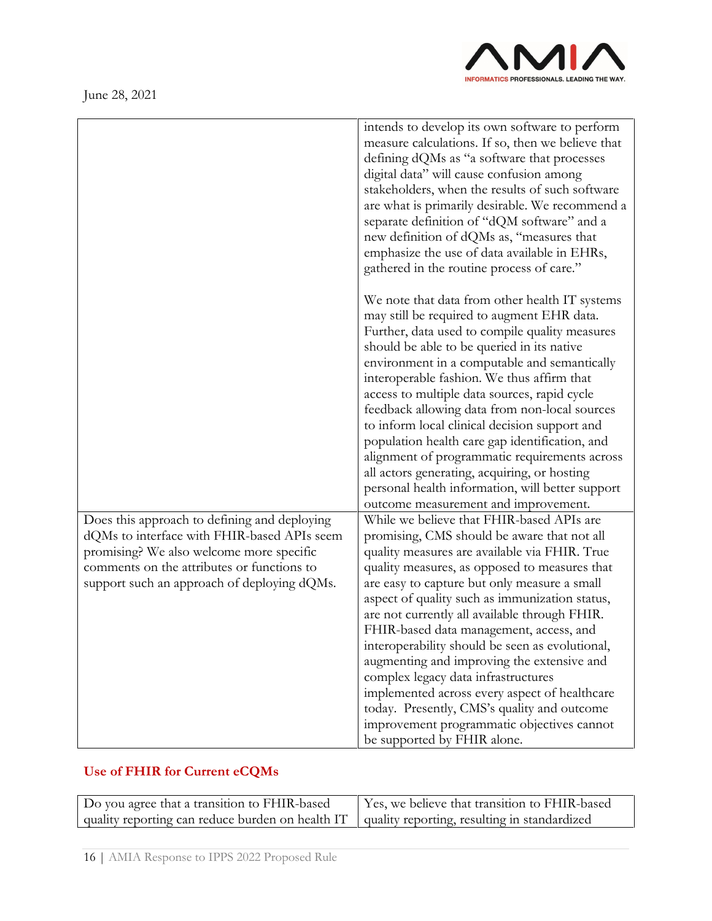| | |
|---|---|
| | intends to develop its own software to perform measure calculations. If so, then we believe that defining dQMs as "a software that processes digital data" will cause confusion among stakeholders, when the results of such software are what is primarily desirable. We recommend a separate definition of "dQM software" and a new definition of dQMs as, "measures that emphasize the use of data available in EHRs, gathered in the routine process of care."<br><br>We note that data from other health IT systems may still be required to augment EHR data. Further, data used to compile quality measures should be able to be queried in its native environment in a computable and semantically interoperable fashion. We thus affirm that access to multiple data sources, rapid cycle feedback allowing data from non-local sources to inform local clinical decision support and population health care gap identification, and alignment of programmatic requirements across all actors generating, acquiring, or hosting personal health information, will better support outcome measurement and improvement. |
| Does this approach to defining and deploying dQMs to interface with FHIR-based APIs seem promising? We also welcome more specific comments on the attributes or functions to support such an approach of deploying dQMs. | While we believe that FHIR-based APIs are promising, CMS should be aware that not all quality measures are available via FHIR. True quality measures, as opposed to measures that are easy to capture but only measure a small aspect of quality such as immunization status, are not currently all available through FHIR. FHIR-based data management, access, and interoperability should be seen as evolutional, augmenting and improving the extensive and complex legacy data infrastructures implemented across every aspect of healthcare today. Presently, CMS's quality and outcome improvement programmatic objectives cannot be supported by FHIR alone. |

## Use of FHIR for Current eCQMs

| | |
|---|---|
| Do you agree that a transition to FHIR-based quality reporting can reduce burden on health IT | Yes, we believe that transition to FHIR-based quality reporting, resulting in standardized |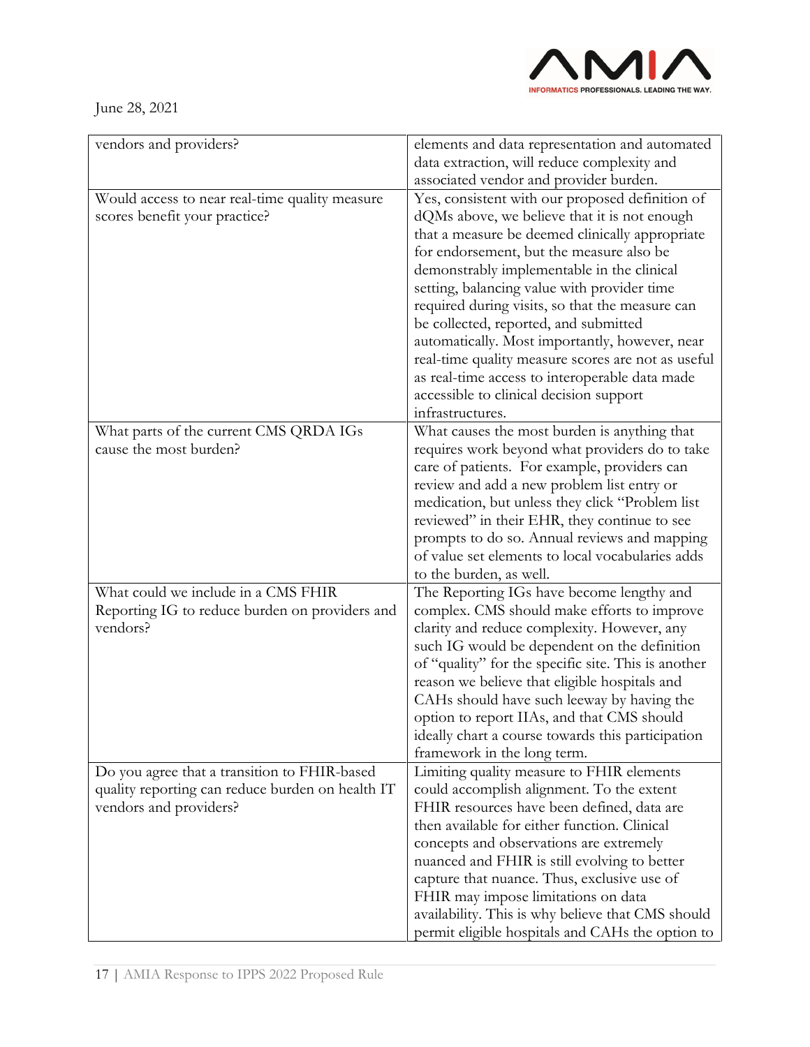| | |
|---|---|
| vendors and providers? | elements and data representation and automated data extraction, will reduce complexity and associated vendor and provider burden. |
| Would access to near real-time quality measure scores benefit your practice? | Yes, consistent with our proposed definition of dQMs above, we believe that it is not enough that a measure be deemed clinically appropriate for endorsement, but the measure also be demonstrably implementable in the clinical setting, balancing value with provider time required during visits, so that the measure can be collected, reported, and submitted automatically. Most importantly, however, near real-time quality measure scores are not as useful as real-time access to interoperable data made accessible to clinical decision support infrastructures. |
| What parts of the current CMS QRDA IGs cause the most burden? | What causes the most burden is anything that requires work beyond what providers do to take care of patients. For example, providers can review and add a new problem list entry or medication, but unless they click "Problem list reviewed" in their EHR, they continue to see prompts to do so. Annual reviews and mapping of value set elements to local vocabularies adds to the burden, as well. |
| What could we include in a CMS FHIR Reporting IG to reduce burden on providers and vendors? | The Reporting IGs have become lengthy and complex. CMS should make efforts to improve clarity and reduce complexity. However, any such IG would be dependent on the definition of "quality" for the specific site. This is another reason we believe that eligible hospitals and CAHs should have such leeway by having the option to report IIAs, and that CMS should ideally chart a course towards this participation framework in the long term. |
| Do you agree that a transition to FHIR-based quality reporting can reduce burden on health IT vendors and providers? | Limiting quality measure to FHIR elements could accomplish alignment. To the extent FHIR resources have been defined, data are then available for either function. Clinical concepts and observations are extremely nuanced and FHIR is still evolving to better capture that nuance. Thus, exclusive use of FHIR may impose limitations on data availability. This is why believe that CMS should permit eligible hospitals and CAHs the option to |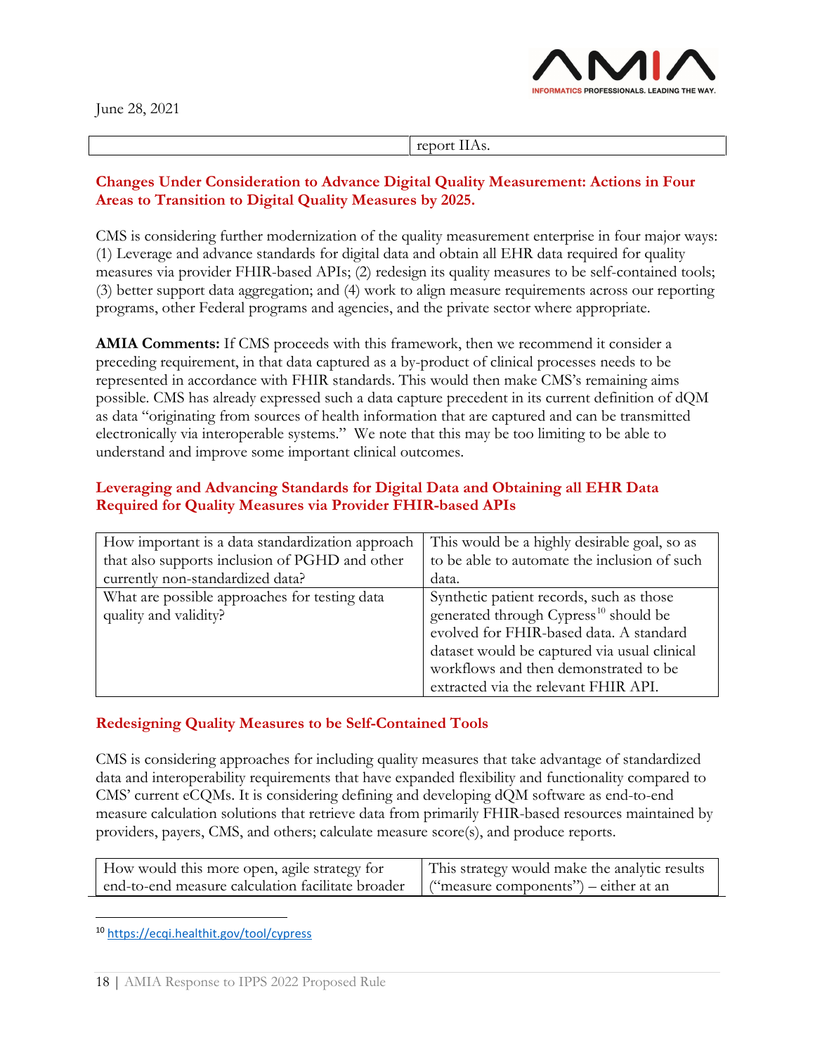| | |
|---|---|
| | report IIAs. |

### Changes Under Consideration to Advance Digital Quality Measurement: Actions in Four Areas to Transition to Digital Quality Measures by 2025.

CMS is considering further modernization of the quality measurement enterprise in four major ways: (1) Leverage and advance standards for digital data and obtain all EHR data required for quality measures via provider FHIR-based APIs; (2) redesign its quality measures to be self-contained tools; (3) better support data aggregation; and (4) work to align measure requirements across our reporting programs, other Federal programs and agencies, and the private sector where appropriate.

**AMIA Comments:** If CMS proceeds with this framework, then we recommend it consider a preceding requirement, in that data captured as a by-product of clinical processes needs to be represented in accordance with FHIR standards. This would then make CMS's remaining aims possible. CMS has already expressed such a data capture precedent in its current definition of dQM as data "originating from sources of health information that are captured and can be transmitted electronically via interoperable systems." We note that this may be too limiting to be able to understand and improve some important clinical outcomes.

### Leveraging and Advancing Standards for Digital Data and Obtaining all EHR Data Required for Quality Measures via Provider FHIR-based APIs

| | |
|---|---|
| How important is a data standardization approach that also supports inclusion of PGHD and other currently non-standardized data? | This would be a highly desirable goal, so as to be able to automate the inclusion of such data. |
| What are possible approaches for testing data quality and validity? | Synthetic patient records, such as those generated through Cypress[10] should be evolved for FHIR-based data. A standard dataset would be captured via usual clinical workflows and then demonstrated to be extracted via the relevant FHIR API. |

### Redesigning Quality Measures to be Self-Contained Tools

CMS is considering approaches for including quality measures that take advantage of standardized data and interoperability requirements that have expanded flexibility and functionality compared to CMS' current eCQMs. It is considering defining and developing dQM software as end-to-end measure calculation solutions that retrieve data from primarily FHIR-based resources maintained by providers, payers, CMS, and others; calculate measure score(s), and produce reports.

| | |
|---|---|
| How would this more open, agile strategy for end-to-end measure calculation facilitate broader | This strategy would make the analytic results ("measure components") – either at an |

[10] https://ecqi.healthit.gov/tool/cypress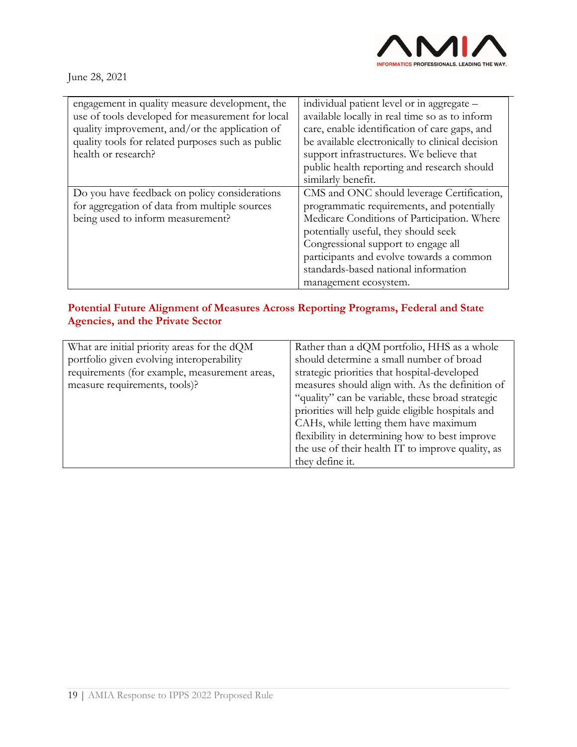| | |
|---|---|
| engagement in quality measure development, the use of tools developed for measurement for local quality improvement, and/or the application of quality tools for related purposes such as public health or research? | individual patient level or in aggregate – available locally in real time so as to inform care, enable identification of care gaps, and be available electronically to clinical decision support infrastructures. We believe that public health reporting and research should similarly benefit. |
| Do you have feedback on policy considerations for aggregation of data from multiple sources being used to inform measurement? | CMS and ONC should leverage Certification, programmatic requirements, and potentially Medicare Conditions of Participation. Where potentially useful, they should seek Congressional support to engage all participants and evolve towards a common standards-based national information management ecosystem. |

**Potential Future Alignment of Measures Across Reporting Programs, Federal and State Agencies, and the Private Sector**

| | |
|---|---|
| What are initial priority areas for the dQM portfolio given evolving interoperability requirements (for example, measurement areas, measure requirements, tools)? | Rather than a dQM portfolio, HHS as a whole should determine a small number of broad strategic priorities that hospital-developed measures should align with. As the definition of "quality" can be variable, these broad strategic priorities will help guide eligible hospitals and CAHs, while letting them have maximum flexibility in determining how to best improve the use of their health IT to improve quality, as they define it. |